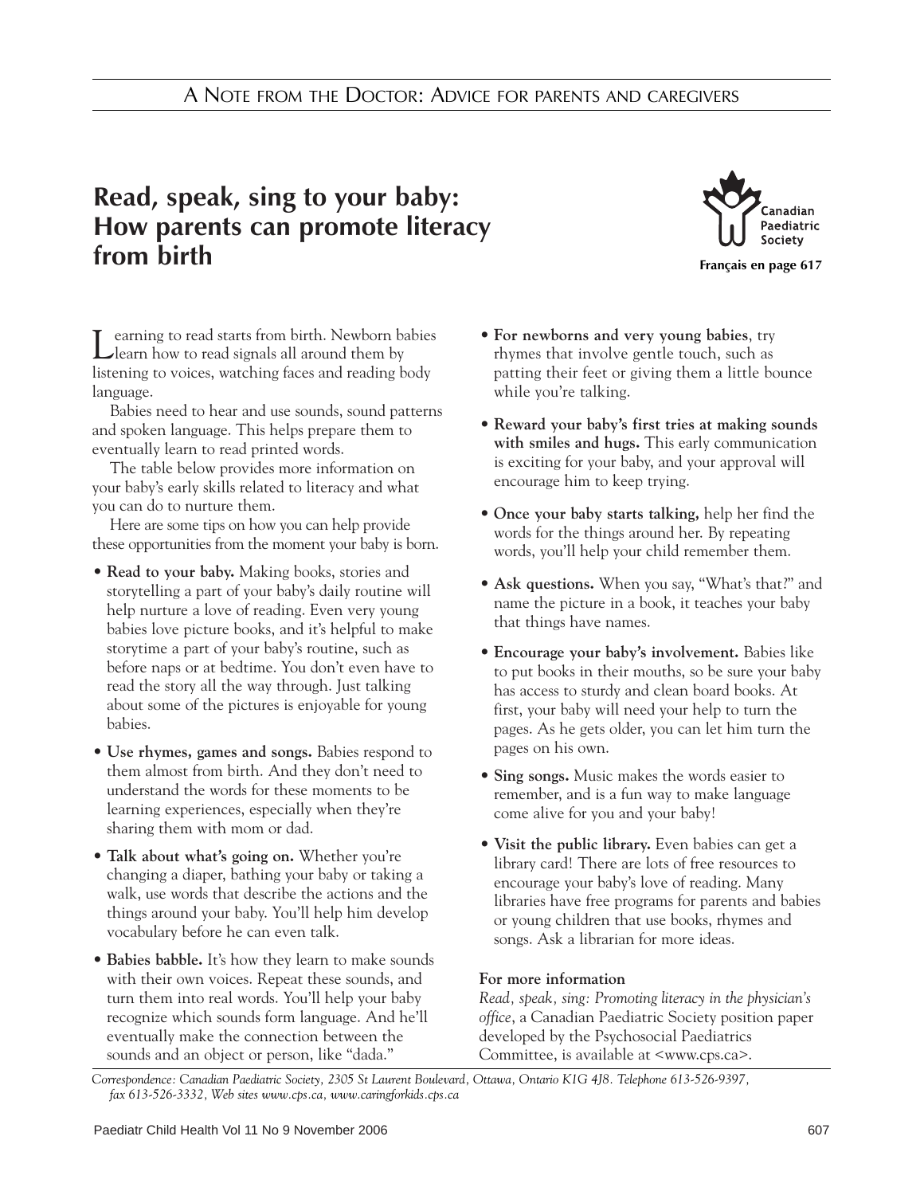A NOTE FROM THE DOCTOR: ADVICE FOR PARENTS AND CAREGIVERS

# Read, speak, sing to your baby: How parents can promote literacy from birth

Canadian Paediatric Society

**Français en page 617**

Learning to read starts from birth. Newborn babies learn how to read signals all around them by listening to voices, watching faces and reading body language.

Babies need to hear and use sounds, sound patterns and spoken language. This helps prepare them to eventually learn to read printed words.

The table below provides more information on your baby's early skills related to literacy and what you can do to nurture them.

Here are some tips on how you can help provide these opportunities from the moment your baby is born.

- **Read to your baby.** Making books, stories and storytelling a part of your baby's daily routine will help nurture a love of reading. Even very young babies love picture books, and it's helpful to make storytime a part of your baby's routine, such as before naps or at bedtime. You don't even have to read the story all the way through. Just talking about some of the pictures is enjoyable for young babies.
- **Use rhymes, games and songs.** Babies respond to them almost from birth. And they don't need to understand the words for these moments to be learning experiences, especially when they're sharing them with mom or dad.
- **Talk about what's going on.** Whether you're changing a diaper, bathing your baby or taking a walk, use words that describe the actions and the things around your baby. You'll help him develop vocabulary before he can even talk.
- **Babies babble.** It's how they learn to make sounds with their own voices. Repeat these sounds, and turn them into real words. You'll help your baby recognize which sounds form language. And he'll eventually make the connection between the sounds and an object or person, like "dada."
- **For newborns and very young babies**, try rhymes that involve gentle touch, such as patting their feet or giving them a little bounce while you're talking.
- **Reward your baby's first tries at making sounds with smiles and hugs.** This early communication is exciting for your baby, and your approval will encourage him to keep trying.
- **Once your baby starts talking,** help her find the words for the things around her. By repeating words, you'll help your child remember them.
- **Ask questions.** When you say, "What's that?" and name the picture in a book, it teaches your baby that things have names.
- **Encourage your baby's involvement.** Babies like to put books in their mouths, so be sure your baby has access to sturdy and clean board books. At first, your baby will need your help to turn the pages. As he gets older, you can let him turn the pages on his own.
- **Sing songs.** Music makes the words easier to remember, and is a fun way to make language come alive for you and your baby!
- **Visit the public library.** Even babies can get a library card! There are lots of free resources to encourage your baby's love of reading. Many libraries have free programs for parents and babies or young children that use books, rhymes and songs. Ask a librarian for more ideas.

**For more information**

*Read, speak, sing: Promoting literacy in the physician's office*, a Canadian Paediatric Society position paper developed by the Psychosocial Paediatrics Committee, is available at <www.cps.ca>.

*Correspondence: Canadian Paediatric Society, 2305 St Laurent Boulevard, Ottawa, Ontario K1G 4J8. Telephone 613-526-9397, fax 613-526-3332, Web sites www.cps.ca, www.caringforkids.cps.ca*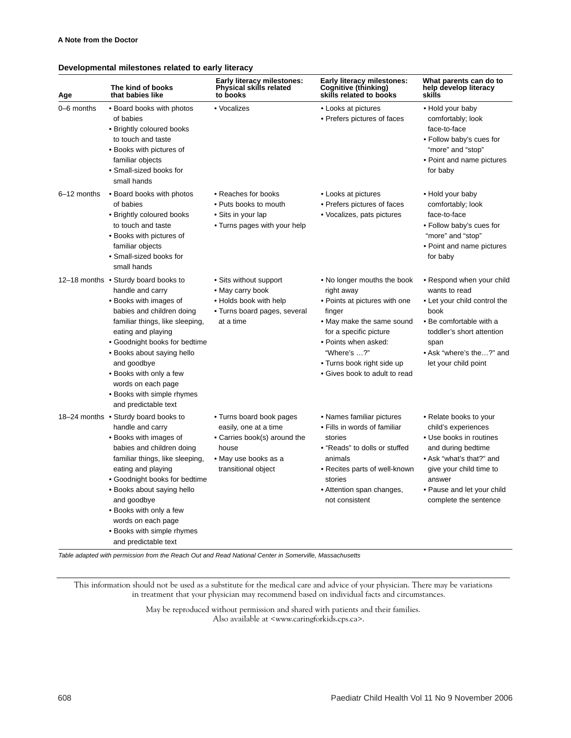**A Note from the Doctor**

**Developmental milestones related to early literacy**

| Age | The kind of books that babies like | Early literacy milestones: Physical skills related to books | Early literacy milestones: Cognitive (thinking) skills related to books | What parents can do to help develop literacy skills |
|---|---|---|---|---|
| 0–6 months | • Board books with photos of babies<br>• Brightly coloured books to touch and taste<br>• Books with pictures of familiar objects<br>• Small-sized books for small hands | • Vocalizes | • Looks at pictures<br>• Prefers pictures of faces | • Hold your baby comfortably; look face-to-face<br>• Follow baby's cues for "more" and "stop"<br>• Point and name pictures for baby |
| 6–12 months | • Board books with photos of babies<br>• Brightly coloured books to touch and taste<br>• Books with pictures of familiar objects<br>• Small-sized books for small hands | • Reaches for books<br>• Puts books to mouth<br>• Sits in your lap<br>• Turns pages with your help | • Looks at pictures<br>• Prefers pictures of faces<br>• Vocalizes, pats pictures | • Hold your baby comfortably; look face-to-face<br>• Follow baby's cues for "more" and "stop"<br>• Point and name pictures for baby |
| 12–18 months | • Sturdy board books to handle and carry<br>• Books with images of babies and children doing familiar things, like sleeping, eating and playing<br>• Goodnight books for bedtime<br>• Books about saying hello and goodbye<br>• Books with only a few words on each page<br>• Books with simple rhymes and predictable text | • Sits without support<br>• May carry book<br>• Holds book with help<br>• Turns board pages, several at a time | • No longer mouths the book right away<br>• Points at pictures with one finger<br>• May make the same sound for a specific picture<br>• Points when asked: "Where's …?"<br>• Turns book right side up<br>• Gives book to adult to read | • Respond when your child wants to read<br>• Let your child control the book<br>• Be comfortable with a toddler's short attention span<br>• Ask "where's the…?" and let your child point |
| 18–24 months | • Sturdy board books to handle and carry<br>• Books with images of babies and children doing familiar things, like sleeping, eating and playing<br>• Goodnight books for bedtime<br>• Books about saying hello and goodbye<br>• Books with only a few words on each page<br>• Books with simple rhymes and predictable text | • Turns board book pages easily, one at a time<br>• Carries book(s) around the house<br>• May use books as a transitional object | • Names familiar pictures<br>• Fills in words of familiar stories<br>• "Reads" to dolls or stuffed animals<br>• Recites parts of well-known stories<br>• Attention span changes, not consistent | • Relate books to your child's experiences<br>• Use books in routines and during bedtime<br>• Ask "what's that?" and give your child time to answer<br>• Pause and let your child complete the sentence |

*Table adapted with permission from the Reach Out and Read National Center in Somerville, Massachusetts*

This information should not be used as a substitute for the medical care and advice of your physician. There may be variations in treatment that your physician may recommend based on individual facts and circumstances.

May be reproduced without permission and shared with patients and their families. Also available at <www.caringforkids.cps.ca>.